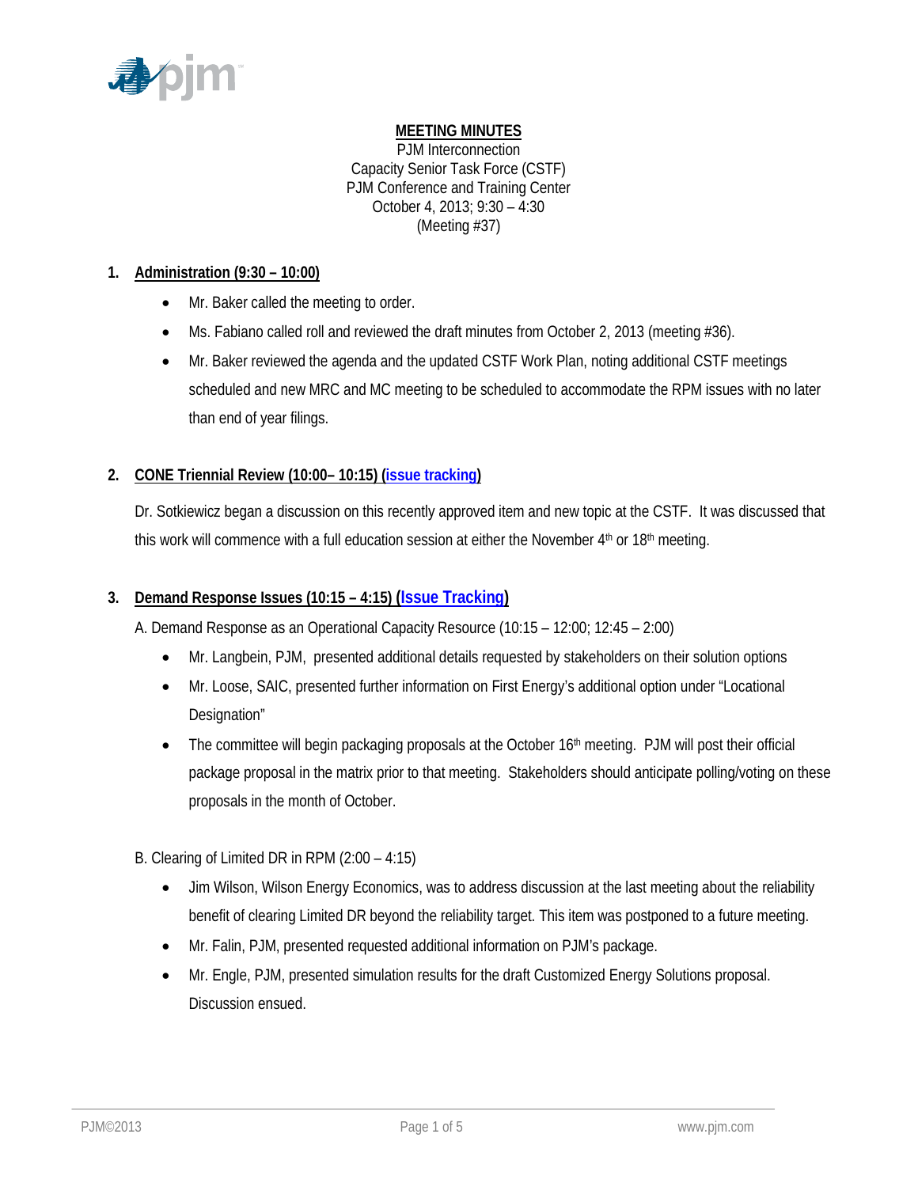**MEETING MINUTES**

PJM Interconnection
Capacity Senior Task Force (CSTF)
PJM Conference and Training Center
October 4, 2013; 9:30 – 4:30
(Meeting #37)

## 1. Administration (9:30 – 10:00)

- Mr. Baker called the meeting to order.
- Ms. Fabiano called roll and reviewed the draft minutes from October 2, 2013 (meeting #36).
- Mr. Baker reviewed the agenda and the updated CSTF Work Plan, noting additional CSTF meetings scheduled and new MRC and MC meeting to be scheduled to accommodate the RPM issues with no later than end of year filings.

## 2. CONE Triennial Review (10:00– 10:15) (issue tracking)

Dr. Sotkiewicz began a discussion on this recently approved item and new topic at the CSTF. It was discussed that this work will commence with a full education session at either the November 4th or 18th meeting.

## 3. Demand Response Issues (10:15 – 4:15) (Issue Tracking)

A. Demand Response as an Operational Capacity Resource (10:15 – 12:00; 12:45 – 2:00)

- Mr. Langbein, PJM, presented additional details requested by stakeholders on their solution options
- Mr. Loose, SAIC, presented further information on First Energy's additional option under "Locational Designation"
- The committee will begin packaging proposals at the October 16th meeting. PJM will post their official package proposal in the matrix prior to that meeting. Stakeholders should anticipate polling/voting on these proposals in the month of October.

B. Clearing of Limited DR in RPM (2:00 – 4:15)

- Jim Wilson, Wilson Energy Economics, was to address discussion at the last meeting about the reliability benefit of clearing Limited DR beyond the reliability target. This item was postponed to a future meeting.
- Mr. Falin, PJM, presented requested additional information on PJM's package.
- Mr. Engle, PJM, presented simulation results for the draft Customized Energy Solutions proposal. Discussion ensued.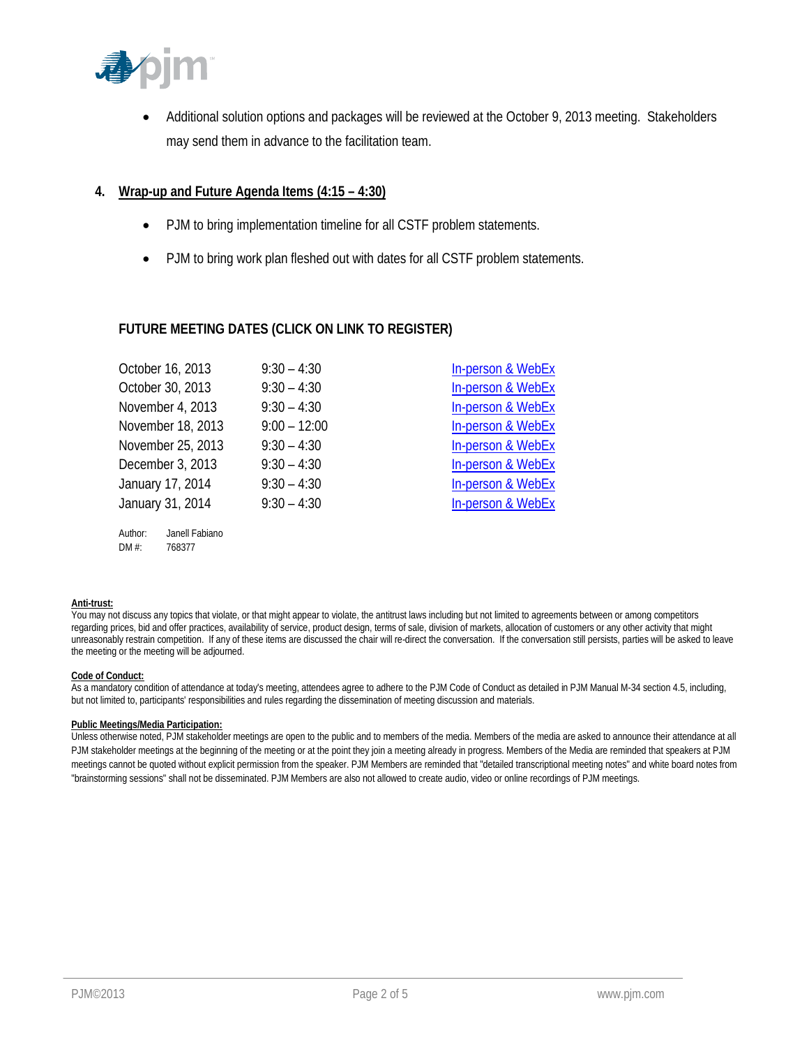- Additional solution options and packages will be reviewed at the October 9, 2013 meeting. Stakeholders may send them in advance to the facilitation team.

## 4. Wrap-up and Future Agenda Items (4:15 – 4:30)

- PJM to bring implementation timeline for all CSTF problem statements.
- PJM to bring work plan fleshed out with dates for all CSTF problem statements.

### FUTURE MEETING DATES (CLICK ON LINK TO REGISTER)

| | | |
|---|---|---|
| October 16, 2013 | 9:30 – 4:30 | In-person & WebEx |
| October 30, 2013 | 9:30 – 4:30 | In-person & WebEx |
| November 4, 2013 | 9:30 – 4:30 | In-person & WebEx |
| November 18, 2013 | 9:00 – 12:00 | In-person & WebEx |
| November 25, 2013 | 9:30 – 4:30 | In-person & WebEx |
| December 3, 2013 | 9:30 – 4:30 | In-person & WebEx |
| January 17, 2014 | 9:30 – 4:30 | In-person & WebEx |
| January 31, 2014 | 9:30 – 4:30 | In-person & WebEx |

Author: Janell Fabiano
DM #: 768377

**Anti-trust:**
You may not discuss any topics that violate, or that might appear to violate, the antitrust laws including but not limited to agreements between or among competitors regarding prices, bid and offer practices, availability of service, product design, terms of sale, division of markets, allocation of customers or any other activity that might unreasonably restrain competition. If any of these items are discussed the chair will re-direct the conversation. If the conversation still persists, parties will be asked to leave the meeting or the meeting will be adjourned.

**Code of Conduct:**
As a mandatory condition of attendance at today's meeting, attendees agree to adhere to the PJM Code of Conduct as detailed in PJM Manual M-34 section 4.5, including, but not limited to, participants' responsibilities and rules regarding the dissemination of meeting discussion and materials.

**Public Meetings/Media Participation:**
Unless otherwise noted, PJM stakeholder meetings are open to the public and to members of the media. Members of the media are asked to announce their attendance at all PJM stakeholder meetings at the beginning of the meeting or at the point they join a meeting already in progress. Members of the Media are reminded that speakers at PJM meetings cannot be quoted without explicit permission from the speaker. PJM Members are reminded that "detailed transcriptional meeting notes" and white board notes from "brainstorming sessions" shall not be disseminated. PJM Members are also not allowed to create audio, video or online recordings of PJM meetings.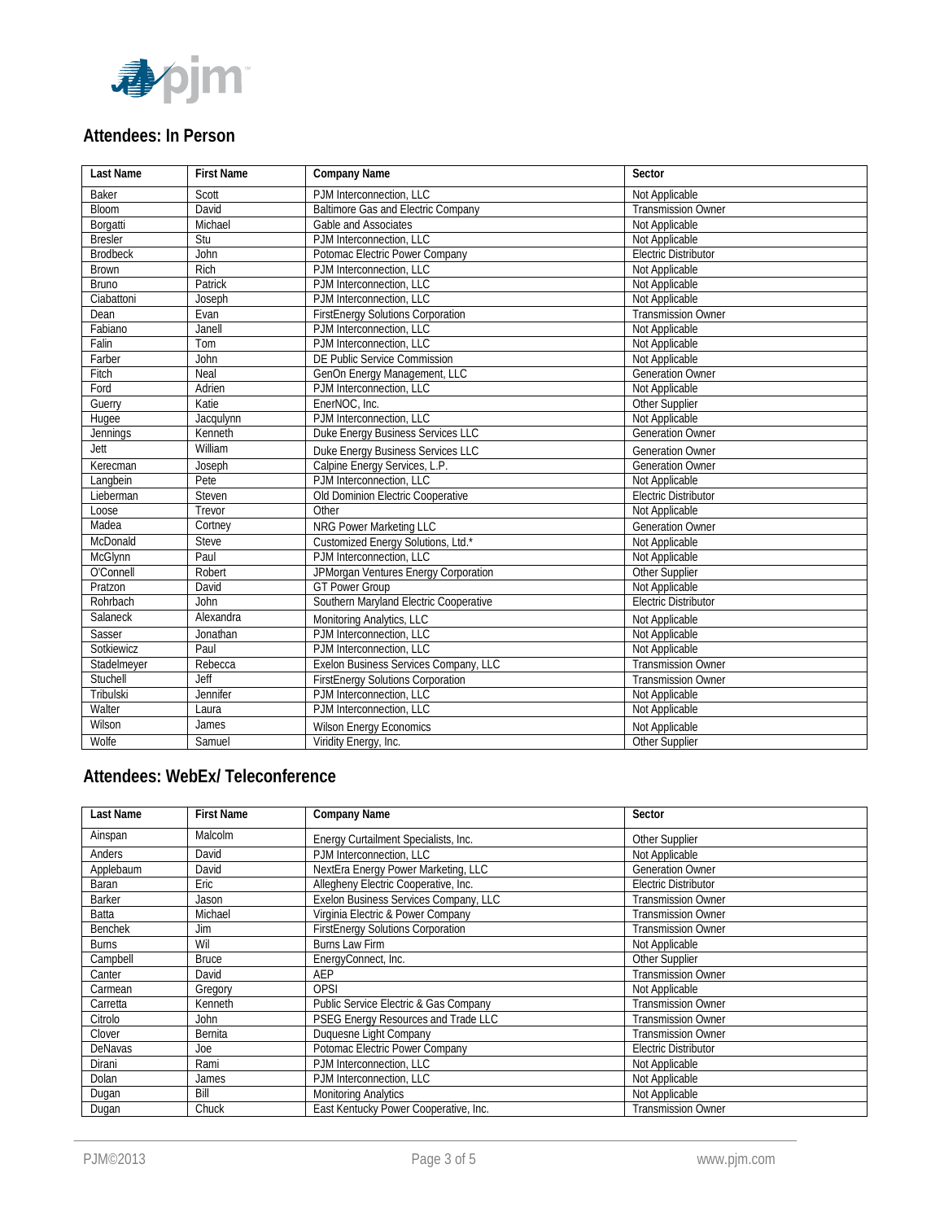## Attendees: In Person

| Last Name | First Name | Company Name | Sector |
|---|---|---|---|
| Baker | Scott | PJM Interconnection, LLC | Not Applicable |
| Bloom | David | Baltimore Gas and Electric Company | Transmission Owner |
| Borgatti | Michael | Gable and Associates | Not Applicable |
| Bresler | Stu | PJM Interconnection, LLC | Not Applicable |
| Brodbeck | John | Potomac Electric Power Company | Electric Distributor |
| Brown | Rich | PJM Interconnection, LLC | Not Applicable |
| Bruno | Patrick | PJM Interconnection, LLC | Not Applicable |
| Ciabattoni | Joseph | PJM Interconnection, LLC | Not Applicable |
| Dean | Evan | FirstEnergy Solutions Corporation | Transmission Owner |
| Fabiano | Janell | PJM Interconnection, LLC | Not Applicable |
| Falin | Tom | PJM Interconnection, LLC | Not Applicable |
| Farber | John | DE Public Service Commission | Not Applicable |
| Fitch | Neal | GenOn Energy Management, LLC | Generation Owner |
| Ford | Adrien | PJM Interconnection, LLC | Not Applicable |
| Guerry | Katie | EnerNOC, Inc. | Other Supplier |
| Hugee | Jacqulynn | PJM Interconnection, LLC | Not Applicable |
| Jennings | Kenneth | Duke Energy Business Services LLC | Generation Owner |
| Jett | William | Duke Energy Business Services LLC | Generation Owner |
| Kerecman | Joseph | Calpine Energy Services, L.P. | Generation Owner |
| Langbein | Pete | PJM Interconnection, LLC | Not Applicable |
| Lieberman | Steven | Old Dominion Electric Cooperative | Electric Distributor |
| Loose | Trevor | Other | Not Applicable |
| Madea | Cortney | NRG Power Marketing LLC | Generation Owner |
| McDonald | Steve | Customized Energy Solutions, Ltd.* | Not Applicable |
| McGlynn | Paul | PJM Interconnection, LLC | Not Applicable |
| O'Connell | Robert | JPMorgan Ventures Energy Corporation | Other Supplier |
| Pratzon | David | GT Power Group | Not Applicable |
| Rohrbach | John | Southern Maryland Electric Cooperative | Electric Distributor |
| Salaneck | Alexandra | Monitoring Analytics, LLC | Not Applicable |
| Sasser | Jonathan | PJM Interconnection, LLC | Not Applicable |
| Sotkiewicz | Paul | PJM Interconnection, LLC | Not Applicable |
| Stadelmeyer | Rebecca | Exelon Business Services Company, LLC | Transmission Owner |
| Stuchell | Jeff | FirstEnergy Solutions Corporation | Transmission Owner |
| Tribulski | Jennifer | PJM Interconnection, LLC | Not Applicable |
| Walter | Laura | PJM Interconnection, LLC | Not Applicable |
| Wilson | James | Wilson Energy Economics | Not Applicable |
| Wolfe | Samuel | Viridity Energy, Inc. | Other Supplier |

## Attendees: WebEx/ Teleconference

| Last Name | First Name | Company Name | Sector |
|---|---|---|---|
| Ainspan | Malcolm | Energy Curtailment Specialists, Inc. | Other Supplier |
| Anders | David | PJM Interconnection, LLC | Not Applicable |
| Applebaum | David | NextEra Energy Power Marketing, LLC | Generation Owner |
| Baran | Eric | Allegheny Electric Cooperative, Inc. | Electric Distributor |
| Barker | Jason | Exelon Business Services Company, LLC | Transmission Owner |
| Batta | Michael | Virginia Electric & Power Company | Transmission Owner |
| Benchek | Jim | FirstEnergy Solutions Corporation | Transmission Owner |
| Burns | Wil | Burns Law Firm | Not Applicable |
| Campbell | Bruce | EnergyConnect, Inc. | Other Supplier |
| Canter | David | AEP | Transmission Owner |
| Carmean | Gregory | OPSI | Not Applicable |
| Carretta | Kenneth | Public Service Electric & Gas Company | Transmission Owner |
| Citrolo | John | PSEG Energy Resources and Trade LLC | Transmission Owner |
| Clover | Bernita | Duquesne Light Company | Transmission Owner |
| DeNavas | Joe | Potomac Electric Power Company | Electric Distributor |
| Dirani | Rami | PJM Interconnection, LLC | Not Applicable |
| Dolan | James | PJM Interconnection, LLC | Not Applicable |
| Dugan | Bill | Monitoring Analytics | Not Applicable |
| Dugan | Chuck | East Kentucky Power Cooperative, Inc. | Transmission Owner |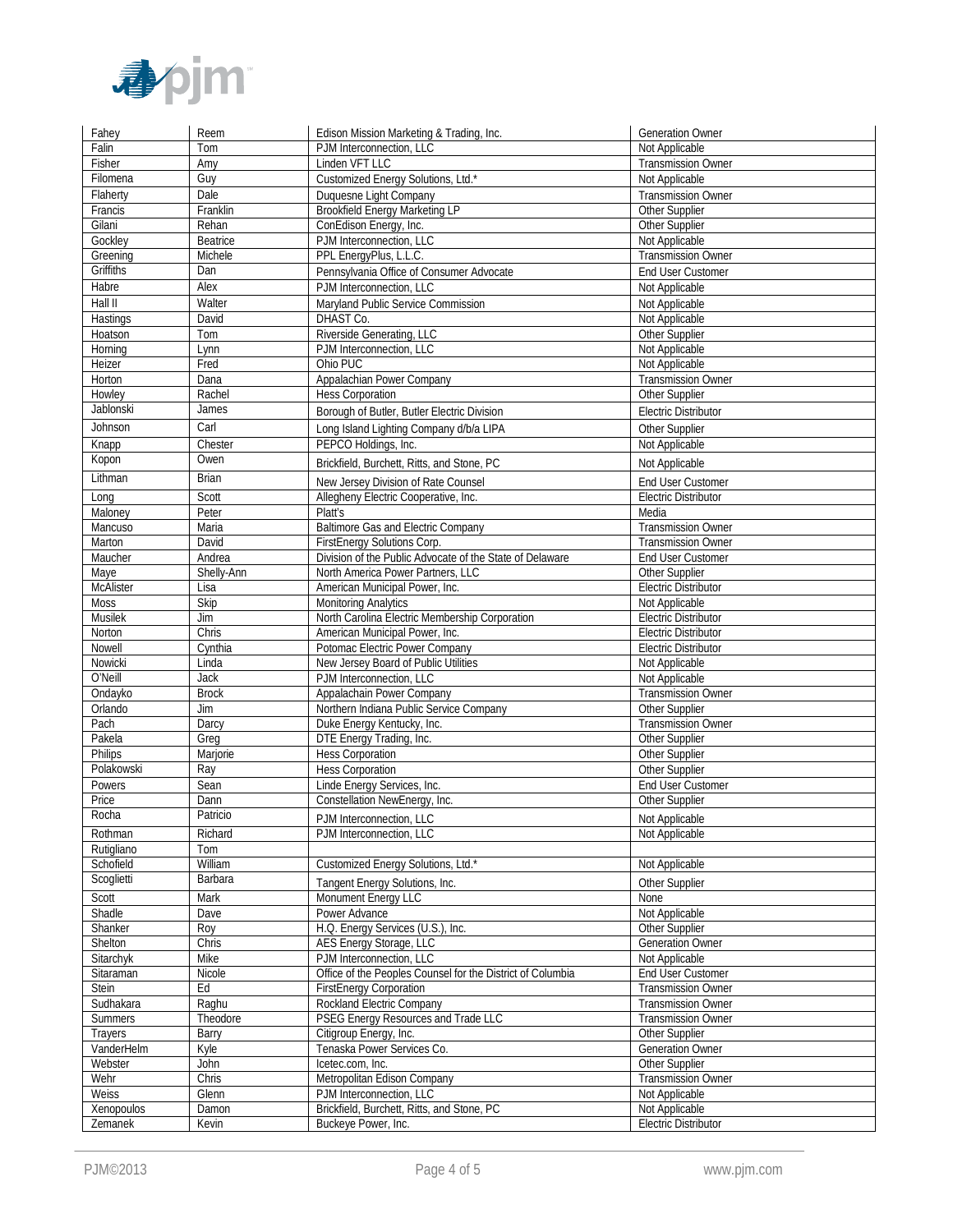| | | | |
|---|---|---|---|
| Fahey | Reem | Edison Mission Marketing & Trading, Inc. | Generation Owner |
| Falin | Tom | PJM Interconnection, LLC | Not Applicable |
| Fisher | Amy | Linden VFT LLC | Transmission Owner |
| Filomena | Guy | Customized Energy Solutions, Ltd.* | Not Applicable |
| Flaherty | Dale | Duquesne Light Company | Transmission Owner |
| Francis | Franklin | Brookfield Energy Marketing LP | Other Supplier |
| Gilani | Rehan | ConEdison Energy, Inc. | Other Supplier |
| Gockley | Beatrice | PJM Interconnection, LLC | Not Applicable |
| Greening | Michele | PPL EnergyPlus, L.L.C. | Transmission Owner |
| Griffiths | Dan | Pennsylvania Office of Consumer Advocate | End User Customer |
| Habre | Alex | PJM Interconnection, LLC | Not Applicable |
| Hall II | Walter | Maryland Public Service Commission | Not Applicable |
| Hastings | David | DHAST Co. | Not Applicable |
| Hoatson | Tom | Riverside Generating, LLC | Other Supplier |
| Horning | Lynn | PJM Interconnection, LLC | Not Applicable |
| Heizer | Fred | Ohio PUC | Not Applicable |
| Horton | Dana | Appalachian Power Company | Transmission Owner |
| Howley | Rachel | Hess Corporation | Other Supplier |
| Jablonski | James | Borough of Butler, Butler Electric Division | Electric Distributor |
| Johnson | Carl | Long Island Lighting Company d/b/a LIPA | Other Supplier |
| Knapp | Chester | PEPCO Holdings, Inc. | Not Applicable |
| Kopon | Owen | Brickfield, Burchett, Ritts, and Stone, PC | Not Applicable |
| Lithman | Brian | New Jersey Division of Rate Counsel | End User Customer |
| Long | Scott | Allegheny Electric Cooperative, Inc. | Electric Distributor |
| Maloney | Peter | Platt's | Media |
| Mancuso | Maria | Baltimore Gas and Electric Company | Transmission Owner |
| Marton | David | FirstEnergy Solutions Corp. | Transmission Owner |
| Maucher | Andrea | Division of the Public Advocate of the State of Delaware | End User Customer |
| Maye | Shelly-Ann | North America Power Partners, LLC | Other Supplier |
| McAlister | Lisa | American Municipal Power, Inc. | Electric Distributor |
| Moss | Skip | Monitoring Analytics | Not Applicable |
| Musilek | Jim | North Carolina Electric Membership Corporation | Electric Distributor |
| Norton | Chris | American Municipal Power, Inc. | Electric Distributor |
| Nowell | Cynthia | Potomac Electric Power Company | Electric Distributor |
| Nowicki | Linda | New Jersey Board of Public Utilities | Not Applicable |
| O'Neill | Jack | PJM Interconnection, LLC | Not Applicable |
| Ondayko | Brock | Appalachain Power Company | Transmission Owner |
| Orlando | Jim | Northern Indiana Public Service Company | Other Supplier |
| Pach | Darcy | Duke Energy Kentucky, Inc. | Transmission Owner |
| Pakela | Greg | DTE Energy Trading, Inc. | Other Supplier |
| Philips | Marjorie | Hess Corporation | Other Supplier |
| Polakowski | Ray | Hess Corporation | Other Supplier |
| Powers | Sean | Linde Energy Services, Inc. | End User Customer |
| Price | Dann | Constellation NewEnergy, Inc. | Other Supplier |
| Rocha | Patricio | PJM Interconnection, LLC | Not Applicable |
| Rothman | Richard | PJM Interconnection, LLC | Not Applicable |
| Rutigliano | Tom | | |
| Schofield | William | Customized Energy Solutions, Ltd.* | Not Applicable |
| Scoglietti | Barbara | Tangent Energy Solutions, Inc. | Other Supplier |
| Scott | Mark | Monument Energy LLC | None |
| Shadle | Dave | Power Advance | Not Applicable |
| Shanker | Roy | H.Q. Energy Services (U.S.), Inc. | Other Supplier |
| Shelton | Chris | AES Energy Storage, LLC | Generation Owner |
| Sitarchyk | Mike | PJM Interconnection, LLC | Not Applicable |
| Sitaraman | Nicole | Office of the Peoples Counsel for the District of Columbia | End User Customer |
| Stein | Ed | FirstEnergy Corporation | Transmission Owner |
| Sudhakara | Raghu | Rockland Electric Company | Transmission Owner |
| Summers | Theodore | PSEG Energy Resources and Trade LLC | Transmission Owner |
| Trayers | Barry | Citigroup Energy, Inc. | Other Supplier |
| VanderHelm | Kyle | Tenaska Power Services Co. | Generation Owner |
| Webster | John | Icetec.com, Inc. | Other Supplier |
| Wehr | Chris | Metropolitan Edison Company | Transmission Owner |
| Weiss | Glenn | PJM Interconnection, LLC | Not Applicable |
| Xenopoulos | Damon | Brickfield, Burchett, Ritts, and Stone, PC | Not Applicable |
| Zemanek | Kevin | Buckeye Power, Inc. | Electric Distributor |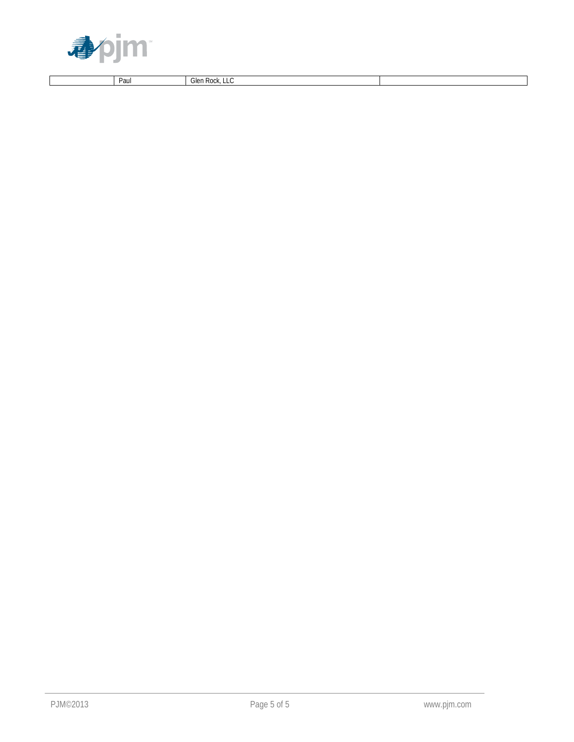| | | | |
|---|---|---|---|
| | Paul | Glen Rock, LLC | |